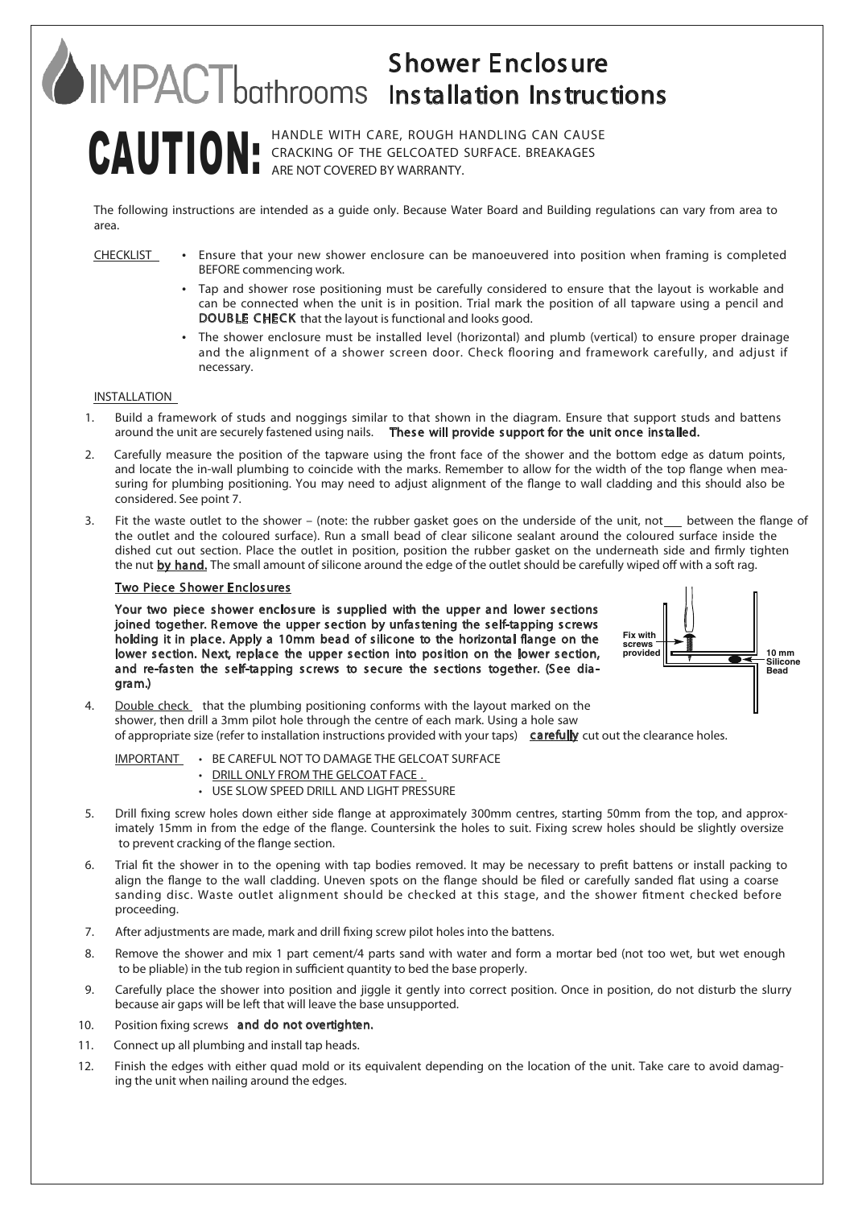# IMPACTbathrooms

# Shower Enclosure Installation Instructions

**CAUTION:** HANDLE WITH CARE, ROUGH HANDLING CAN CAUSE CRACKING OF THE GELCOATED SURFACE. BREAKAGES ARE NOT COVERED BY WARRANTY.

The following instructions are intended as a guide only. Because Water Board and Building regulations can vary from area to area.

CHECKLIST

- Ensure that your new shower enclosure can be manoeuvered into position when framing is completed BEFORE commencing work.
- Tap and shower rose positioning must be carefully considered to ensure that the layout is workable and can be connected when the unit is in position. Trial mark the position of all tapware using a pencil and **DOUBLE CHECK** that the layout is functional and looks good.
- The shower enclosure must be installed level (horizontal) and plumb (vertical) to ensure proper drainage and the alignment of a shower screen door. Check flooring and framework carefully, and adjust if necessary.

INSTALLATION

1. Build a framework of studs and noggings similar to that shown in the diagram. Ensure that support studs and battens around the unit are securely fastened using nails. **These will provide support for the unit once installed.**
2. Carefully measure the position of the tapware using the front face of the shower and the bottom edge as datum points, and locate the in-wall plumbing to coincide with the marks. Remember to allow for the width of the top flange when measuring for plumbing positioning. You may need to adjust alignment of the flange to wall cladding and this should also be considered. See point 7.
3. Fit the waste outlet to the shower – (note: the rubber gasket goes on the underside of the unit, not ___ between the flange of the outlet and the coloured surface). Run a small bead of clear silicone sealant around the coloured surface inside the dished cut out section. Place the outlet in position, position the rubber gasket on the underneath side and firmly tighten the nut **by hand.** The small amount of silicone around the edge of the outlet should be carefully wiped off with a soft rag.

   **Two Piece Shower Enclosures**

   **Your two piece shower enclosure is supplied with the upper and lower sections joined together. Remove the upper section by unfastening the self-tapping screws holding it in place. Apply a 10mm bead of silicone to the horizontal flange on the lower section. Next, replace the upper section into position on the lower section, and re-fasten the self-tapping screws to secure the sections together. (See diagram.)**

   Fix with screws provided — 10 mm Silicone Bead

4. Double check that the plumbing positioning conforms with the layout marked on the shower, then drill a 3mm pilot hole through the centre of each mark. Using a hole saw of appropriate size (refer to installation instructions provided with your taps) **carefully** cut out the clearance holes.

   IMPORTANT
   - BE CAREFUL NOT TO DAMAGE THE GELCOAT SURFACE
   - DRILL ONLY FROM THE GELCOAT FACE .
   - USE SLOW SPEED DRILL AND LIGHT PRESSURE

5. Drill fixing screw holes down either side flange at approximately 300mm centres, starting 50mm from the top, and approximately 15mm in from the edge of the flange. Countersink the holes to suit. Fixing screw holes should be slightly oversize to prevent cracking of the flange section.
6. Trial fit the shower in to the opening with tap bodies removed. It may be necessary to prefit battens or install packing to align the flange to the wall cladding. Uneven spots on the flange should be filed or carefully sanded flat using a coarse sanding disc. Waste outlet alignment should be checked at this stage, and the shower fitment checked before proceeding.
7. After adjustments are made, mark and drill fixing screw pilot holes into the battens.
8. Remove the shower and mix 1 part cement/4 parts sand with water and form a mortar bed (not too wet, but wet enough to be pliable) in the tub region in sufficient quantity to bed the base properly.
9. Carefully place the shower into position and jiggle it gently into correct position. Once in position, do not disturb the slurry because air gaps will be left that will leave the base unsupported.
10. Position fixing screws **and do not overtighten.**
11. Connect up all plumbing and install tap heads.
12. Finish the edges with either quad mold or its equivalent depending on the location of the unit. Take care to avoid damaging the unit when nailing around the edges.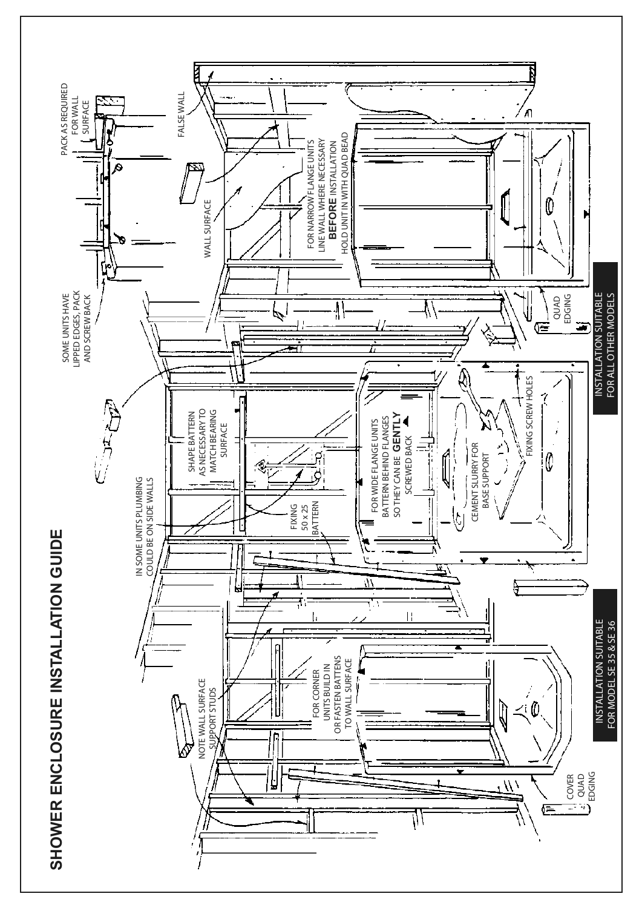# SHOWER ENCLOSURE INSTALLATION GUIDE

NOTE WALL SURFACE SUPPORT STUDS

IN SOME UNITS PLUMBING COULD BE ON SIDE WALLS

SOME UNITS HAVE LIPPED EDGES, PACK AND SCREW BACK

PACK AS REQUIRED FOR WALL SURFACE

FALSE WALL

WALL SURFACE

FOR NARROW FLANGE UNITS LINE WALL WHERE NECESSARY **BEFORE** INSTALLATION HOLD UNIT IN WITH QUAD BEAD

SHAPE BATTEN AS NECESSARY TO MATCH BEARING SURFACE

FIXING 50 x 25 BATTEN

FOR WIDE FLANGE UNITS BATTEN BEHIND FLANGES SO THEY CAN BE **GENTLY** SCREWED BACK

CEMENT SLURRY FOR BASE SUPPORT

FIXING SCREW HOLES

FOR CORNER UNITS BUILD IN OR FASTEN BATTENS TO WALL SURFACE

COVER QUAD EDGING

QUAD EDGING

INSTALLATION SUITABLE FOR MODEL SE 35 & SE 36

INSTALLATION SUITABLE FOR ALL OTHER MODELS